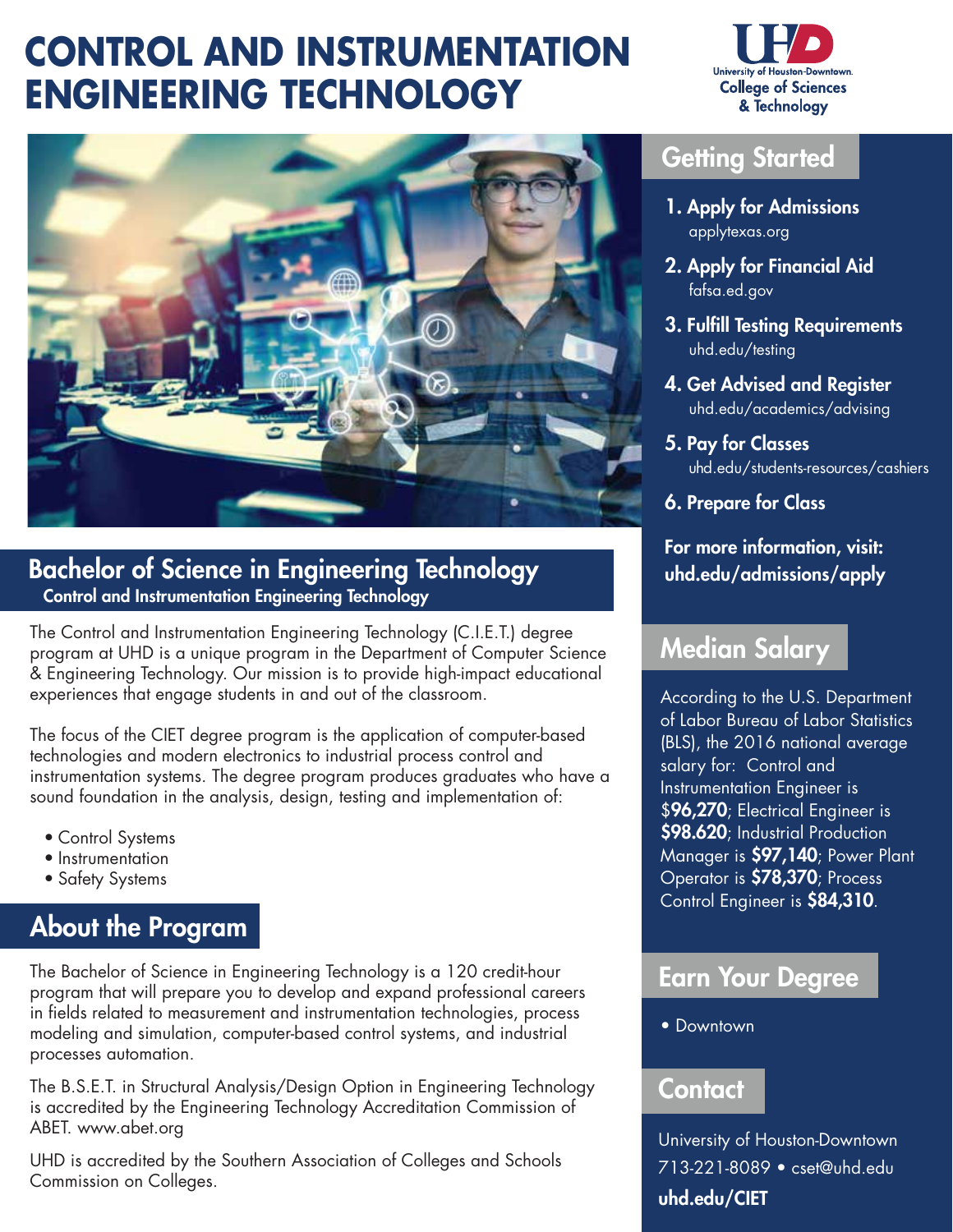# CONTROL AND INSTRUMENTATION ENGINEERING TECHNOLOGY

University of Houston-Downtown
College of Sciences & Technology

## Bachelor of Science in Engineering Technology

### Control and Instrumentation Engineering Technology

The Control and Instrumentation Engineering Technology (C.I.E.T.) degree program at UHD is a unique program in the Department of Computer Science & Engineering Technology. Our mission is to provide high-impact educational experiences that engage students in and out of the classroom.

The focus of the CIET degree program is the application of computer-based technologies and modern electronics to industrial process control and instrumentation systems. The degree program produces graduates who have a sound foundation in the analysis, design, testing and implementation of:

- Control Systems
- Instrumentation
- Safety Systems

## About the Program

The Bachelor of Science in Engineering Technology is a 120 credit-hour program that will prepare you to develop and expand professional careers in fields related to measurement and instrumentation technologies, process modeling and simulation, computer-based control systems, and industrial processes automation.

The B.S.E.T. in Structural Analysis/Design Option in Engineering Technology is accredited by the Engineering Technology Accreditation Commission of ABET. www.abet.org

UHD is accredited by the Southern Association of Colleges and Schools Commission on Colleges.

## Getting Started

1. **Apply for Admissions**
   applytexas.org
2. **Apply for Financial Aid**
   fafsa.ed.gov
3. **Fulfill Testing Requirements**
   uhd.edu/testing
4. **Get Advised and Register**
   uhd.edu/academics/advising
5. **Pay for Classes**
   uhd.edu/students-resources/cashiers
6. **Prepare for Class**

**For more information, visit: uhd.edu/admissions/apply**

## Median Salary

According to the U.S. Department of Labor Bureau of Labor Statistics (BLS), the 2016 national average salary for: Control and Instrumentation Engineer is $**96,270**; Electrical Engineer is **$98.620**; Industrial Production Manager is **$97,140**; Power Plant Operator is **$78,370**; Process Control Engineer is **$84,310**.

## Earn Your Degree

- Downtown

## Contact

University of Houston-Downtown
713-221-8089 • cset@uhd.edu
**uhd.edu/CIET**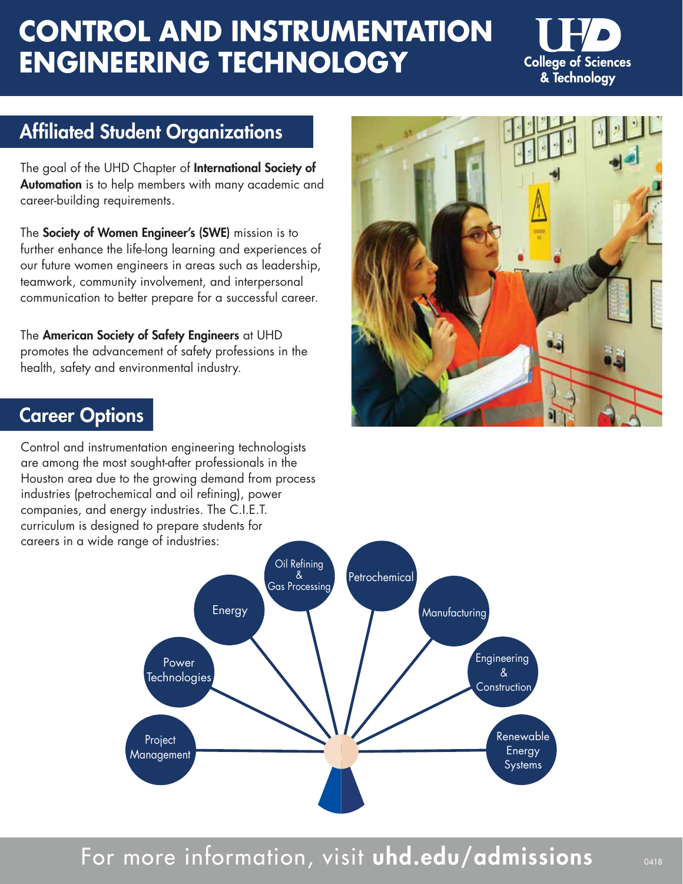# CONTROL AND INSTRUMENTATION ENGINEERING TECHNOLOGY

UHD College of Sciences & Technology

## Affiliated Student Organizations

The goal of the UHD Chapter of **International Society of Automation** is to help members with many academic and career-building requirements.

The **Society of Women Engineer's (SWE)** mission is to further enhance the life-long learning and experiences of our future women engineers in areas such as leadership, teamwork, community involvement, and interpersonal communication to better prepare for a successful career.

The **American Society of Safety Engineers** at UHD promotes the advancement of safety professions in the health, safety and environmental industry.

## Career Options

Control and instrumentation engineering technologists are among the most sought-after professionals in the Houston area due to the growing demand from process industries (petrochemical and oil refining), power companies, and energy industries. The C.I.E.T. curriculum is designed to prepare students for careers in a wide range of industries:

Project Management
Power Technologies
Energy
Oil Refining & Gas Processing
Petrochemical
Manufacturing
Engineering & Construction
Renewable Energy Systems

For more information, visit **uhd.edu/admissions**

0418